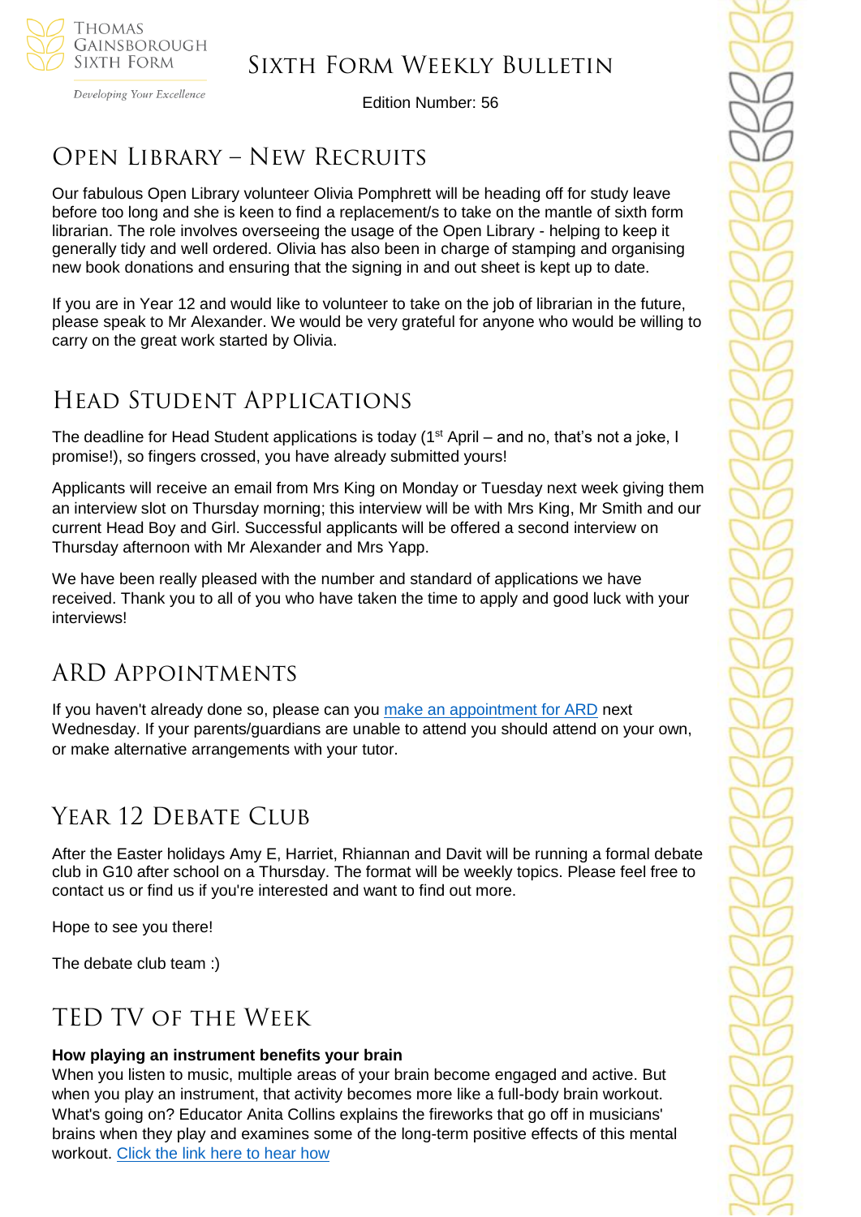# Sixth Form Weekly Bulletin

Edition Number: 56

## Open Library – New Recruits

Our fabulous Open Library volunteer Olivia Pomphrett will be heading off for study leave before too long and she is keen to find a replacement/s to take on the mantle of sixth form librarian. The role involves overseeing the usage of the Open Library - helping to keep it generally tidy and well ordered. Olivia has also been in charge of stamping and organising new book donations and ensuring that the signing in and out sheet is kept up to date.

If you are in Year 12 and would like to volunteer to take on the job of librarian in the future, please speak to Mr Alexander. We would be very grateful for anyone who would be willing to carry on the great work started by Olivia.

## Head Student Applications

The deadline for Head Student applications is today (1st April – and no, that's not a joke, I promise!), so fingers crossed, you have already submitted yours!

Applicants will receive an email from Mrs King on Monday or Tuesday next week giving them an interview slot on Thursday morning; this interview will be with Mrs King, Mr Smith and our current Head Boy and Girl. Successful applicants will be offered a second interview on Thursday afternoon with Mr Alexander and Mrs Yapp.

We have been really pleased with the number and standard of applications we have received. Thank you to all of you who have taken the time to apply and good luck with your interviews!

## ARD Appointments

If you haven't already done so, please can you make an appointment for ARD next Wednesday. If your parents/guardians are unable to attend you should attend on your own, or make alternative arrangements with your tutor.

## Year 12 Debate Club

After the Easter holidays Amy E, Harriet, Rhiannan and Davit will be running a formal debate club in G10 after school on a Thursday. The format will be weekly topics. Please feel free to contact us or find us if you're interested and want to find out more.

Hope to see you there!

The debate club team :)

## TED TV of the Week

**How playing an instrument benefits your brain**

When you listen to music, multiple areas of your brain become engaged and active. But when you play an instrument, that activity becomes more like a full-body brain workout. What's going on? Educator Anita Collins explains the fireworks that go off in musicians' brains when they play and examines some of the long-term positive effects of this mental workout. Click the link here to hear how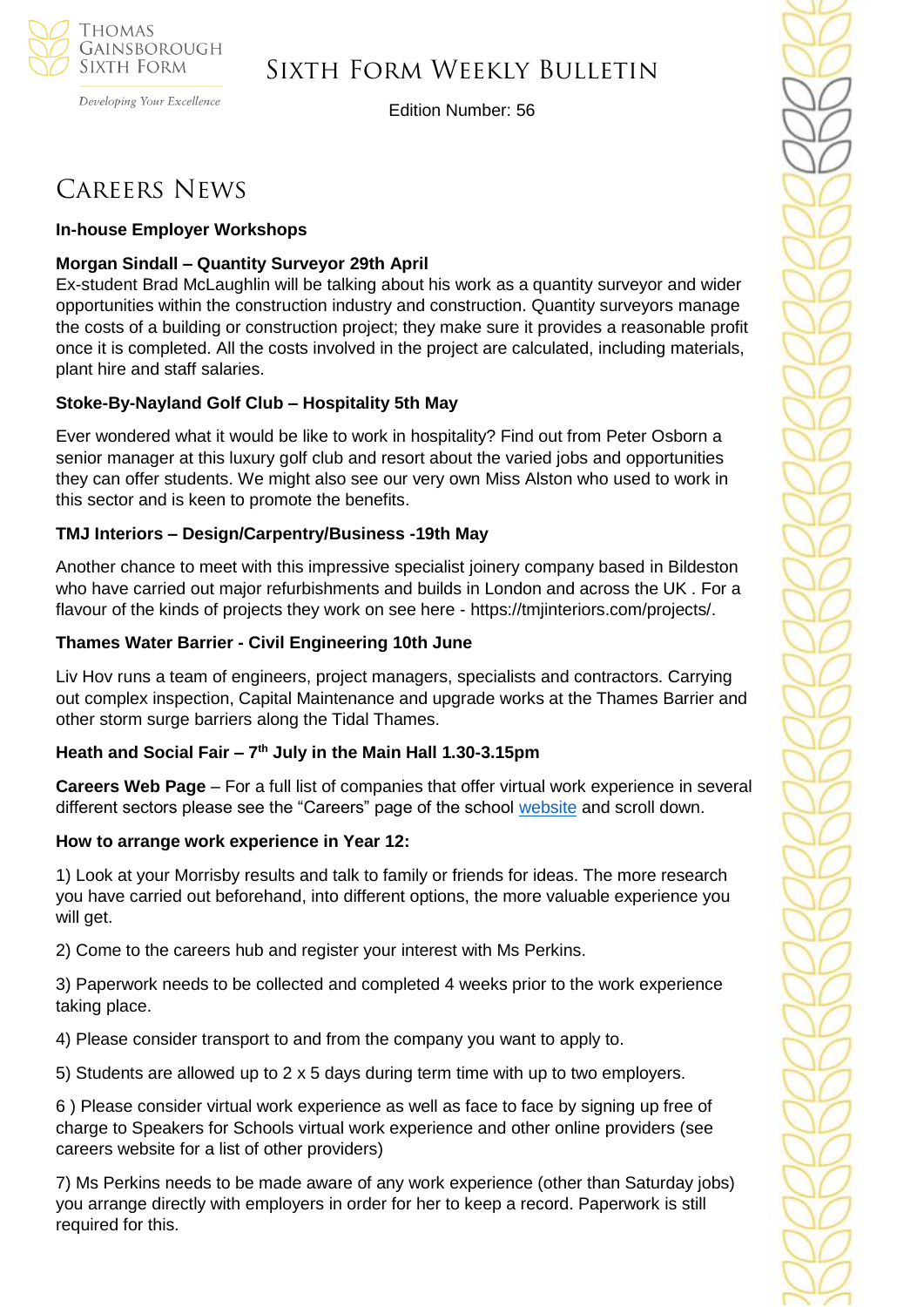# Careers News

**In-house Employer Workshops**

**Morgan Sindall – Quantity Surveyor 29th April**

Ex-student Brad McLaughlin will be talking about his work as a quantity surveyor and wider opportunities within the construction industry and construction. Quantity surveyors manage the costs of a building or construction project; they make sure it provides a reasonable profit once it is completed. All the costs involved in the project are calculated, including materials, plant hire and staff salaries.

**Stoke-By-Nayland Golf Club – Hospitality 5th May**

Ever wondered what it would be like to work in hospitality? Find out from Peter Osborn a senior manager at this luxury golf club and resort about the varied jobs and opportunities they can offer students. We might also see our very own Miss Alston who used to work in this sector and is keen to promote the benefits.

**TMJ Interiors – Design/Carpentry/Business -19th May**

Another chance to meet with this impressive specialist joinery company based in Bildeston who have carried out major refurbishments and builds in London and across the UK . For a flavour of the kinds of projects they work on see here - https://tmjinteriors.com/projects/.

**Thames Water Barrier - Civil Engineering 10th June**

Liv Hov runs a team of engineers, project managers, specialists and contractors. Carrying out complex inspection, Capital Maintenance and upgrade works at the Thames Barrier and other storm surge barriers along the Tidal Thames.

**Heath and Social Fair – 7th July in the Main Hall 1.30-3.15pm**

**Careers Web Page** – For a full list of companies that offer virtual work experience in several different sectors please see the "Careers" page of the school website and scroll down.

**How to arrange work experience in Year 12:**

1) Look at your Morrisby results and talk to family or friends for ideas. The more research you have carried out beforehand, into different options, the more valuable experience you will get.

2) Come to the careers hub and register your interest with Ms Perkins.

3) Paperwork needs to be collected and completed 4 weeks prior to the work experience taking place.

4) Please consider transport to and from the company you want to apply to.

5) Students are allowed up to 2 x 5 days during term time with up to two employers.

6 ) Please consider virtual work experience as well as face to face by signing up free of charge to Speakers for Schools virtual work experience and other online providers (see careers website for a list of other providers)

7) Ms Perkins needs to be made aware of any work experience (other than Saturday jobs) you arrange directly with employers in order for her to keep a record. Paperwork is still required for this.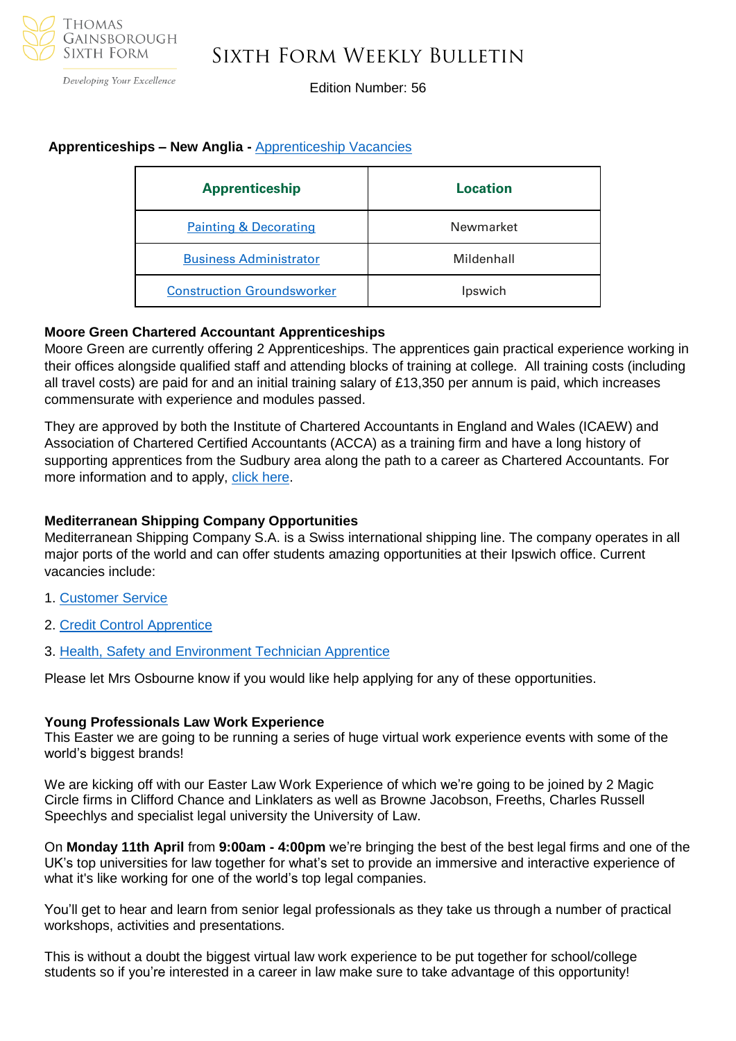**Apprenticeships – New Anglia -** Apprenticeship Vacancies

| Apprenticeship | Location |
|---|---|
| Painting & Decorating | Newmarket |
| Business Administrator | Mildenhall |
| Construction Groundsworker | Ipswich |

**Moore Green Chartered Accountant Apprenticeships**
Moore Green are currently offering 2 Apprenticeships. The apprentices gain practical experience working in their offices alongside qualified staff and attending blocks of training at college. All training costs (including all travel costs) are paid for and an initial training salary of £13,350 per annum is paid, which increases commensurate with experience and modules passed.

They are approved by both the Institute of Chartered Accountants in England and Wales (ICAEW) and Association of Chartered Certified Accountants (ACCA) as a training firm and have a long history of supporting apprentices from the Sudbury area along the path to a career as Chartered Accountants. For more information and to apply, click here.

**Mediterranean Shipping Company Opportunities**
Mediterranean Shipping Company S.A. is a Swiss international shipping line. The company operates in all major ports of the world and can offer students amazing opportunities at their Ipswich office. Current vacancies include:

1. Customer Service
2. Credit Control Apprentice
3. Health, Safety and Environment Technician Apprentice

Please let Mrs Osbourne know if you would like help applying for any of these opportunities.

**Young Professionals Law Work Experience**
This Easter we are going to be running a series of huge virtual work experience events with some of the world's biggest brands!

We are kicking off with our Easter Law Work Experience of which we're going to be joined by 2 Magic Circle firms in Clifford Chance and Linklaters as well as Browne Jacobson, Freeths, Charles Russell Speechlys and specialist legal university the University of Law.

On **Monday 11th April** from **9:00am - 4:00pm** we're bringing the best of the best legal firms and one of the UK's top universities for law together for what's set to provide an immersive and interactive experience of what it's like working for one of the world's top legal companies.

You'll get to hear and learn from senior legal professionals as they take us through a number of practical workshops, activities and presentations.

This is without a doubt the biggest virtual law work experience to be put together for school/college students so if you're interested in a career in law make sure to take advantage of this opportunity!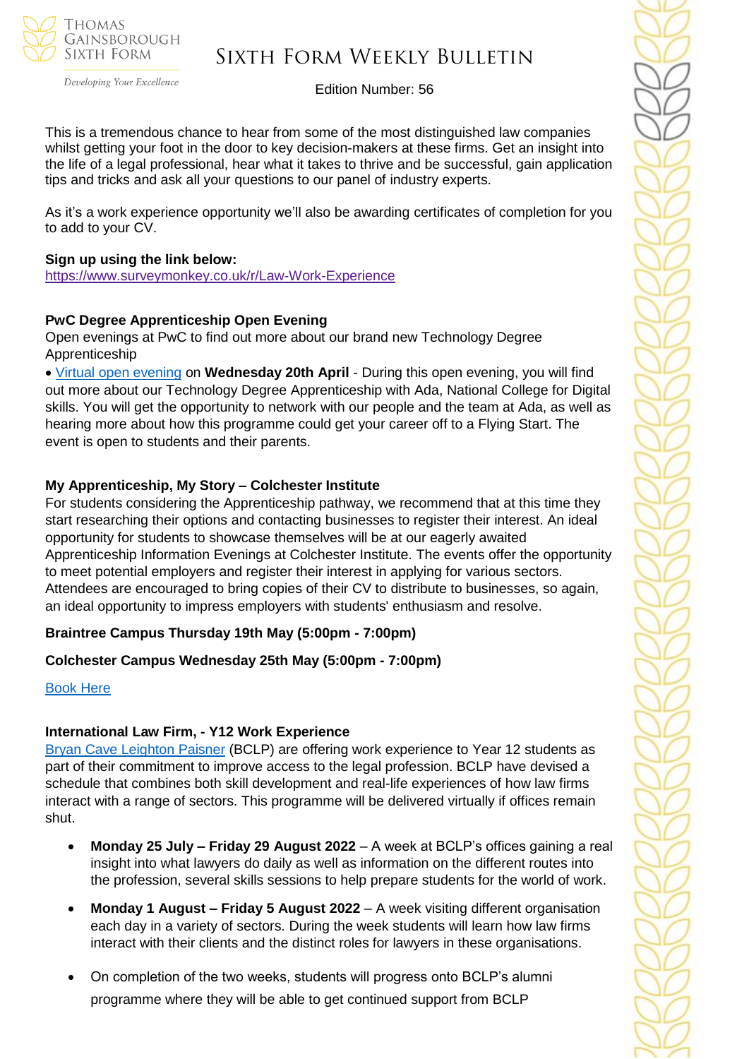This is a tremendous chance to hear from some of the most distinguished law companies whilst getting your foot in the door to key decision-makers at these firms. Get an insight into the life of a legal professional, hear what it takes to thrive and be successful, gain application tips and tricks and ask all your questions to our panel of industry experts.

As it's a work experience opportunity we'll also be awarding certificates of completion for you to add to your CV.

**Sign up using the link below:**
[https://www.surveymonkey.co.uk/r/Law-Work-Experience](https://www.surveymonkey.co.uk/r/Law-Work-Experience)

**PwC Degree Apprenticeship Open Evening**
Open evenings at PwC to find out more about our brand new Technology Degree Apprenticeship

• Virtual open evening on **Wednesday 20th April** - During this open evening, you will find out more about our Technology Degree Apprenticeship with Ada, National College for Digital skills. You will get the opportunity to network with our people and the team at Ada, as well as hearing more about how this programme could get your career off to a Flying Start. The event is open to students and their parents.

**My Apprenticeship, My Story – Colchester Institute**
For students considering the Apprenticeship pathway, we recommend that at this time they start researching their options and contacting businesses to register their interest. An ideal opportunity for students to showcase themselves will be at our eagerly awaited Apprenticeship Information Evenings at Colchester Institute. The events offer the opportunity to meet potential employers and register their interest in applying for various sectors. Attendees are encouraged to bring copies of their CV to distribute to businesses, so again, an ideal opportunity to impress employers with students' enthusiasm and resolve.

**Braintree Campus Thursday 19th May (5:00pm - 7:00pm)**

**Colchester Campus Wednesday 25th May (5:00pm - 7:00pm)**

Book Here

**International Law Firm, - Y12 Work Experience**
Bryan Cave Leighton Paisner (BCLP) are offering work experience to Year 12 students as part of their commitment to improve access to the legal profession. BCLP have devised a schedule that combines both skill development and real-life experiences of how law firms interact with a range of sectors. This programme will be delivered virtually if offices remain shut.

- **Monday 25 July – Friday 29 August 2022** – A week at BCLP's offices gaining a real insight into what lawyers do daily as well as information on the different routes into the profession, several skills sessions to help prepare students for the world of work.
- **Monday 1 August – Friday 5 August 2022** – A week visiting different organisation each day in a variety of sectors. During the week students will learn how law firms interact with their clients and the distinct roles for lawyers in these organisations.
- On completion of the two weeks, students will progress onto BCLP's alumni programme where they will be able to get continued support from BCLP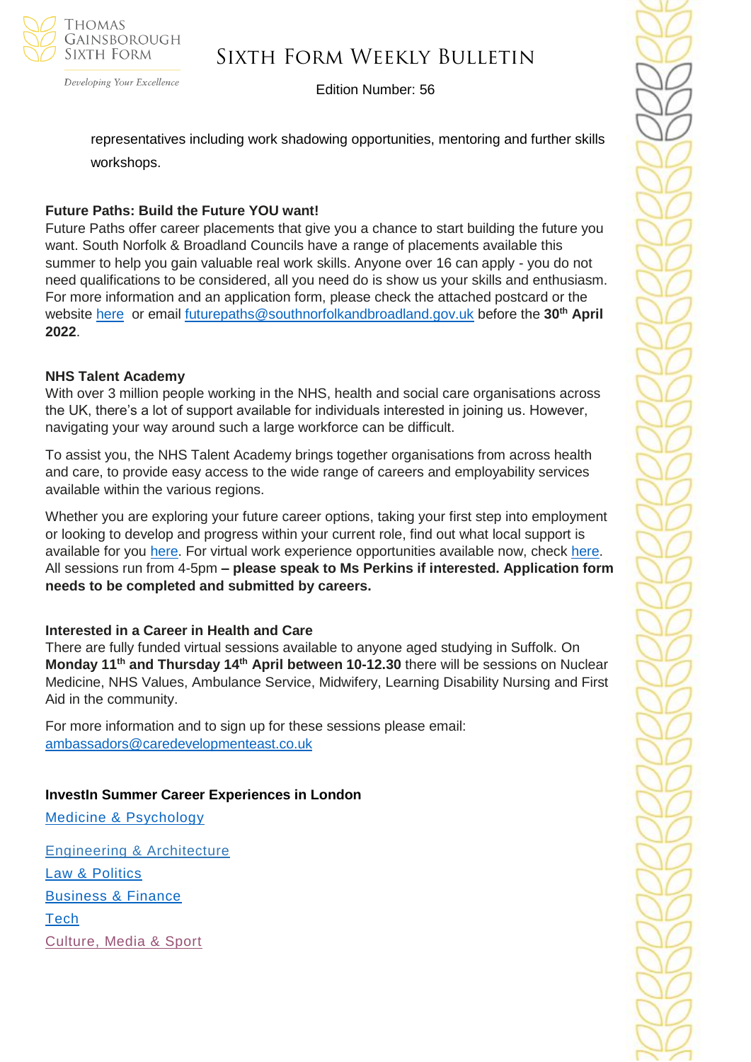representatives including work shadowing opportunities, mentoring and further skills workshops.

**Future Paths: Build the Future YOU want!**

Future Paths offer career placements that give you a chance to start building the future you want. South Norfolk & Broadland Councils have a range of placements available this summer to help you gain valuable real work skills. Anyone over 16 can apply - you do not need qualifications to be considered, all you need do is show us your skills and enthusiasm. For more information and an application form, please check the attached postcard or the website here or email futurepaths@southnorfolkandbroadland.gov.uk before the **30th April 2022**.

**NHS Talent Academy**

With over 3 million people working in the NHS, health and social care organisations across the UK, there's a lot of support available for individuals interested in joining us. However, navigating your way around such a large workforce can be difficult.

To assist you, the NHS Talent Academy brings together organisations from across health and care, to provide easy access to the wide range of careers and employability services available within the various regions.

Whether you are exploring your future career options, taking your first step into employment or looking to develop and progress within your current role, find out what local support is available for you here. For virtual work experience opportunities available now, check here. All sessions run from 4-5pm **– please speak to Ms Perkins if interested. Application form needs to be completed and submitted by careers.**

**Interested in a Career in Health and Care**

There are fully funded virtual sessions available to anyone aged studying in Suffolk. On **Monday 11th and Thursday 14th April between 10-12.30** there will be sessions on Nuclear Medicine, NHS Values, Ambulance Service, Midwifery, Learning Disability Nursing and First Aid in the community.

For more information and to sign up for these sessions please email: ambassadors@caredevelopmenteast.co.uk

**InvestIn Summer Career Experiences in London**

Medicine & Psychology

Engineering & Architecture

Law & Politics

Business & Finance

Tech

Culture, Media & Sport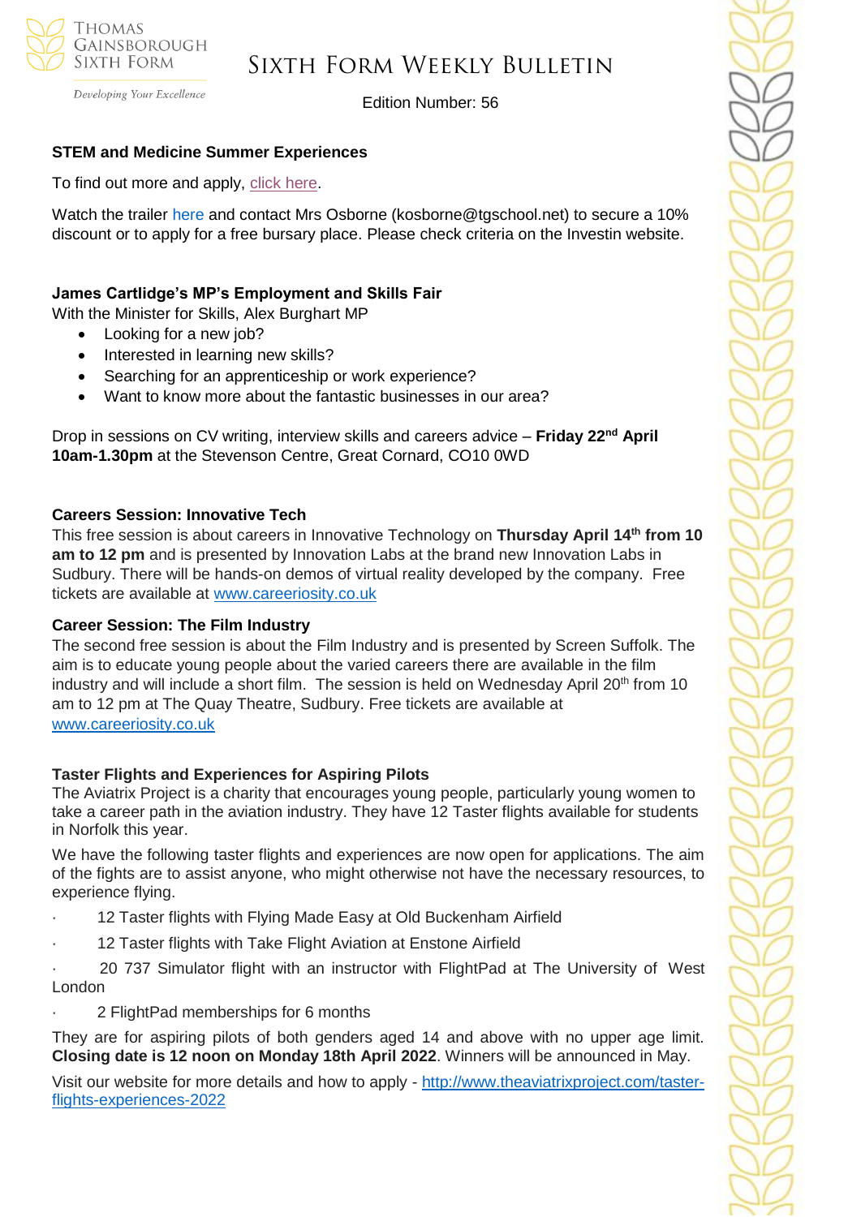## STEM and Medicine Summer Experiences

To find out more and apply, click here.

Watch the trailer here and contact Mrs Osborne (kosborne@tgschool.net) to secure a 10% discount or to apply for a free bursary place. Please check criteria on the Investin website.

## James Cartlidge's MP's Employment and Skills Fair

With the Minister for Skills, Alex Burghart MP

- Looking for a new job?
- Interested in learning new skills?
- Searching for an apprenticeship or work experience?
- Want to know more about the fantastic businesses in our area?

Drop in sessions on CV writing, interview skills and careers advice – **Friday 22nd April 10am-1.30pm** at the Stevenson Centre, Great Cornard, CO10 0WD

## Careers Session: Innovative Tech

This free session is about careers in Innovative Technology on **Thursday April 14th from 10 am to 12 pm** and is presented by Innovation Labs at the brand new Innovation Labs in Sudbury. There will be hands-on demos of virtual reality developed by the company. Free tickets are available at www.careeriosity.co.uk

## Career Session: The Film Industry

The second free session is about the Film Industry and is presented by Screen Suffolk. The aim is to educate young people about the varied careers there are available in the film industry and will include a short film. The session is held on Wednesday April 20th from 10 am to 12 pm at The Quay Theatre, Sudbury. Free tickets are available at www.careeriosity.co.uk

## Taster Flights and Experiences for Aspiring Pilots

The Aviatrix Project is a charity that encourages young people, particularly young women to take a career path in the aviation industry. They have 12 Taster flights available for students in Norfolk this year.

We have the following taster flights and experiences are now open for applications. The aim of the fights are to assist anyone, who might otherwise not have the necessary resources, to experience flying.

- 12 Taster flights with Flying Made Easy at Old Buckenham Airfield
- 12 Taster flights with Take Flight Aviation at Enstone Airfield
- 20 737 Simulator flight with an instructor with FlightPad at The University of West London
- 2 FlightPad memberships for 6 months

They are for aspiring pilots of both genders aged 14 and above with no upper age limit. **Closing date is 12 noon on Monday 18th April 2022**. Winners will be announced in May.

Visit our website for more details and how to apply - http://www.theaviatrixproject.com/taster-flights-experiences-2022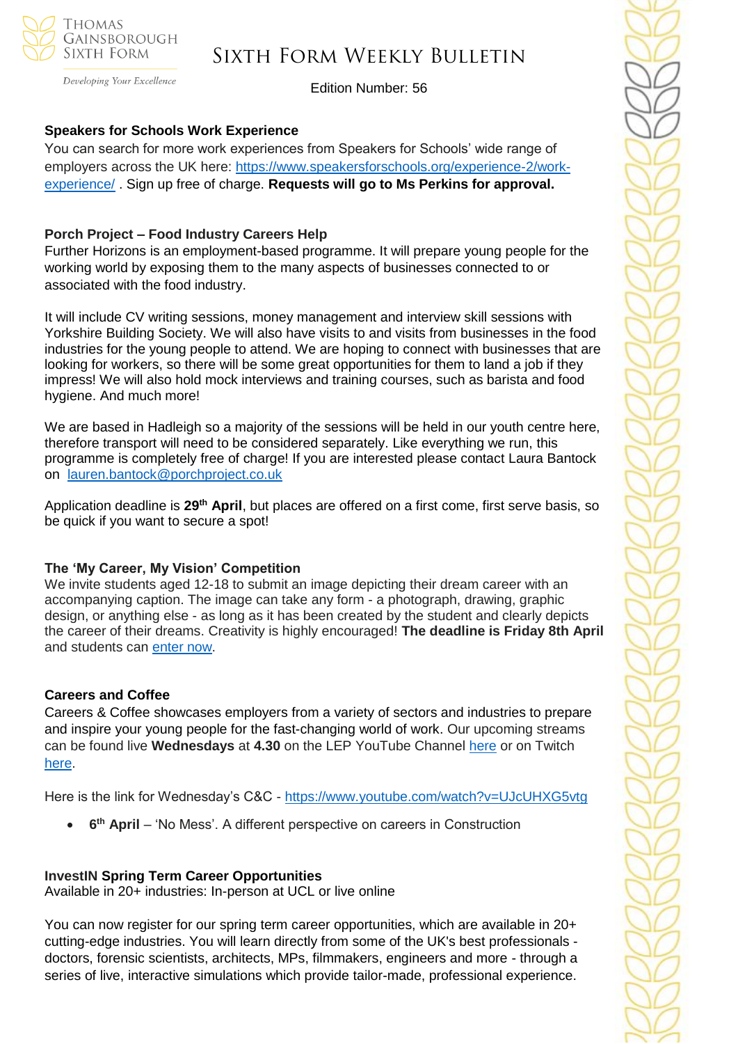### Speakers for Schools Work Experience

You can search for more work experiences from Speakers for Schools' wide range of employers across the UK here: https://www.speakersforschools.org/experience-2/work-experience/ . Sign up free of charge. **Requests will go to Ms Perkins for approval.**

### Porch Project – Food Industry Careers Help

Further Horizons is an employment-based programme. It will prepare young people for the working world by exposing them to the many aspects of businesses connected to or associated with the food industry.

It will include CV writing sessions, money management and interview skill sessions with Yorkshire Building Society. We will also have visits to and visits from businesses in the food industries for the young people to attend. We are hoping to connect with businesses that are looking for workers, so there will be some great opportunities for them to land a job if they impress! We will also hold mock interviews and training courses, such as barista and food hygiene. And much more!

We are based in Hadleigh so a majority of the sessions will be held in our youth centre here, therefore transport will need to be considered separately. Like everything we run, this programme is completely free of charge! If you are interested please contact Laura Bantock on lauren.bantock@porchproject.co.uk

Application deadline is **29th April**, but places are offered on a first come, first serve basis, so be quick if you want to secure a spot!

### The 'My Career, My Vision' Competition

We invite students aged 12-18 to submit an image depicting their dream career with an accompanying caption. The image can take any form - a photograph, drawing, graphic design, or anything else - as long as it has been created by the student and clearly depicts the career of their dreams. Creativity is highly encouraged! **The deadline is Friday 8th April** and students can enter now.

### Careers and Coffee

Careers & Coffee showcases employers from a variety of sectors and industries to prepare and inspire your young people for the fast-changing world of work. Our upcoming streams can be found live **Wednesdays** at **4.30** on the LEP YouTube Channel here or on Twitch here.

Here is the link for Wednesday's C&C - https://www.youtube.com/watch?v=UJcUHXG5vtg

- **6th April** – 'No Mess'. A different perspective on careers in Construction

### InvestIN Spring Term Career Opportunities

Available in 20+ industries: In-person at UCL or live online

You can now register for our spring term career opportunities, which are available in 20+ cutting-edge industries. You will learn directly from some of the UK's best professionals - doctors, forensic scientists, architects, MPs, filmmakers, engineers and more - through a series of live, interactive simulations which provide tailor-made, professional experience.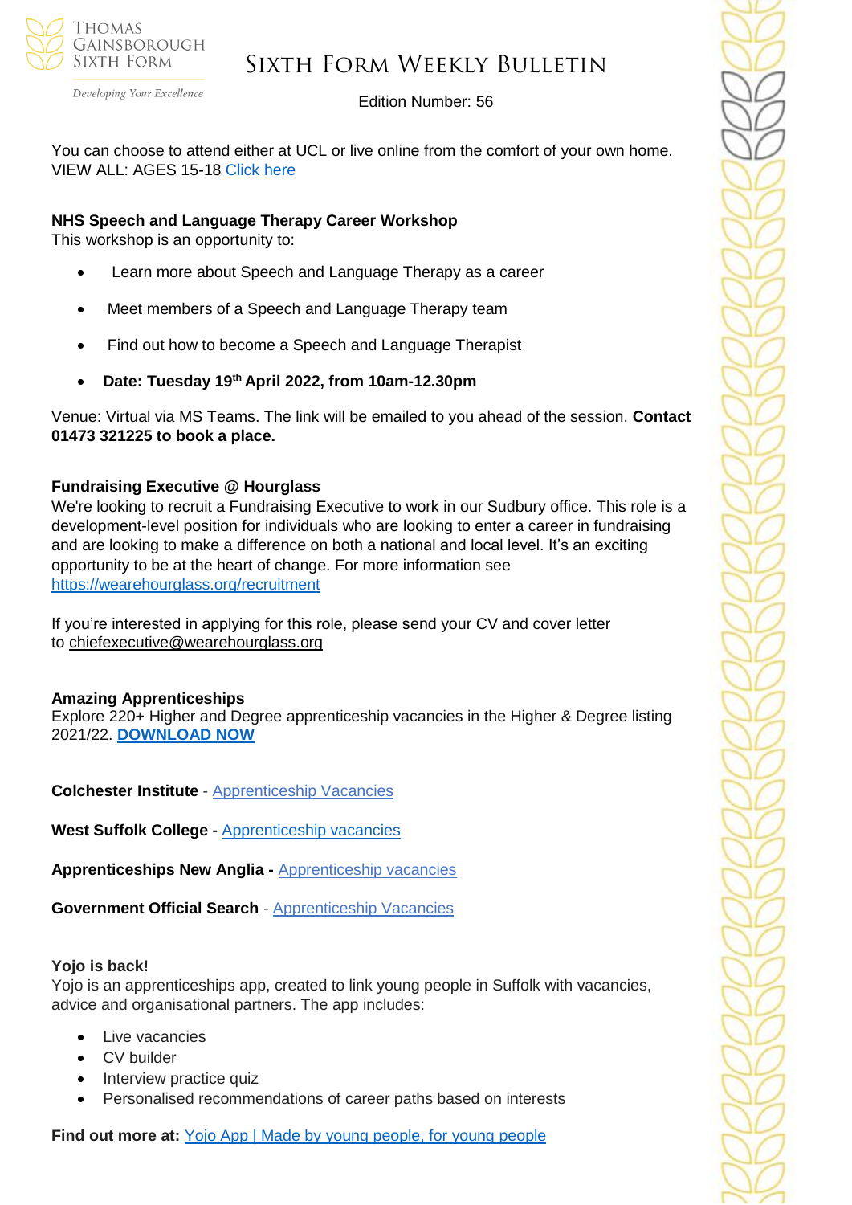You can choose to attend either at UCL or live online from the comfort of your own home. VIEW ALL: AGES 15-18 Click here

**NHS Speech and Language Therapy Career Workshop**
This workshop is an opportunity to:

- Learn more about Speech and Language Therapy as a career
- Meet members of a Speech and Language Therapy team
- Find out how to become a Speech and Language Therapist
- **Date: Tuesday 19th April 2022, from 10am-12.30pm**

Venue: Virtual via MS Teams. The link will be emailed to you ahead of the session. **Contact 01473 321225 to book a place.**

**Fundraising Executive @ Hourglass**
We're looking to recruit a Fundraising Executive to work in our Sudbury office. This role is a development-level position for individuals who are looking to enter a career in fundraising and are looking to make a difference on both a national and local level. It's an exciting opportunity to be at the heart of change. For more information see https://wearehourglass.org/recruitment

If you're interested in applying for this role, please send your CV and cover letter to chiefexecutive@wearehourglass.org

**Amazing Apprenticeships**
Explore 220+ Higher and Degree apprenticeship vacancies in the Higher & Degree listing 2021/22. **DOWNLOAD NOW**

**Colchester Institute** - Apprenticeship Vacancies

**West Suffolk College -** Apprenticeship vacancies

**Apprenticeships New Anglia -** Apprenticeship vacancies

**Government Official Search** - Apprenticeship Vacancies

**Yojo is back!**
Yojo is an apprenticeships app, created to link young people in Suffolk with vacancies, advice and organisational partners. The app includes:

- Live vacancies
- CV builder
- Interview practice quiz
- Personalised recommendations of career paths based on interests

**Find out more at:** Yojo App | Made by young people, for young people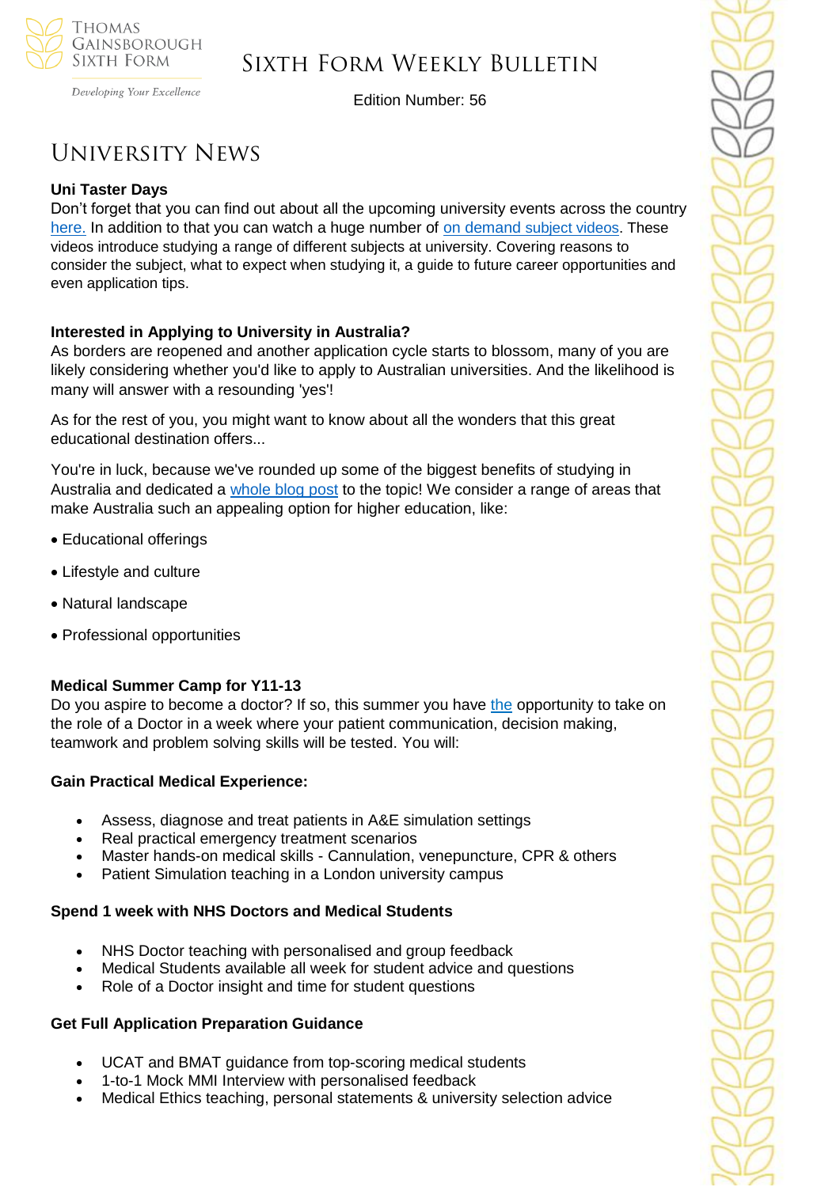# University News

**Uni Taster Days**

Don't forget that you can find out about all the upcoming university events across the country here. In addition to that you can watch a huge number of on demand subject videos. These videos introduce studying a range of different subjects at university. Covering reasons to consider the subject, what to expect when studying it, a guide to future career opportunities and even application tips.

**Interested in Applying to University in Australia?**

As borders are reopened and another application cycle starts to blossom, many of you are likely considering whether you'd like to apply to Australian universities. And the likelihood is many will answer with a resounding 'yes'!

As for the rest of you, you might want to know about all the wonders that this great educational destination offers...

You're in luck, because we've rounded up some of the biggest benefits of studying in Australia and dedicated a whole blog post to the topic! We consider a range of areas that make Australia such an appealing option for higher education, like:

- Educational offerings
- Lifestyle and culture
- Natural landscape
- Professional opportunities

**Medical Summer Camp for Y11-13**

Do you aspire to become a doctor? If so, this summer you have the opportunity to take on the role of a Doctor in a week where your patient communication, decision making, teamwork and problem solving skills will be tested. You will:

**Gain Practical Medical Experience:**

- Assess, diagnose and treat patients in A&E simulation settings
- Real practical emergency treatment scenarios
- Master hands-on medical skills - Cannulation, venepuncture, CPR & others
- Patient Simulation teaching in a London university campus

**Spend 1 week with NHS Doctors and Medical Students**

- NHS Doctor teaching with personalised and group feedback
- Medical Students available all week for student advice and questions
- Role of a Doctor insight and time for student questions

**Get Full Application Preparation Guidance**

- UCAT and BMAT guidance from top-scoring medical students
- 1-to-1 Mock MMI Interview with personalised feedback
- Medical Ethics teaching, personal statements & university selection advice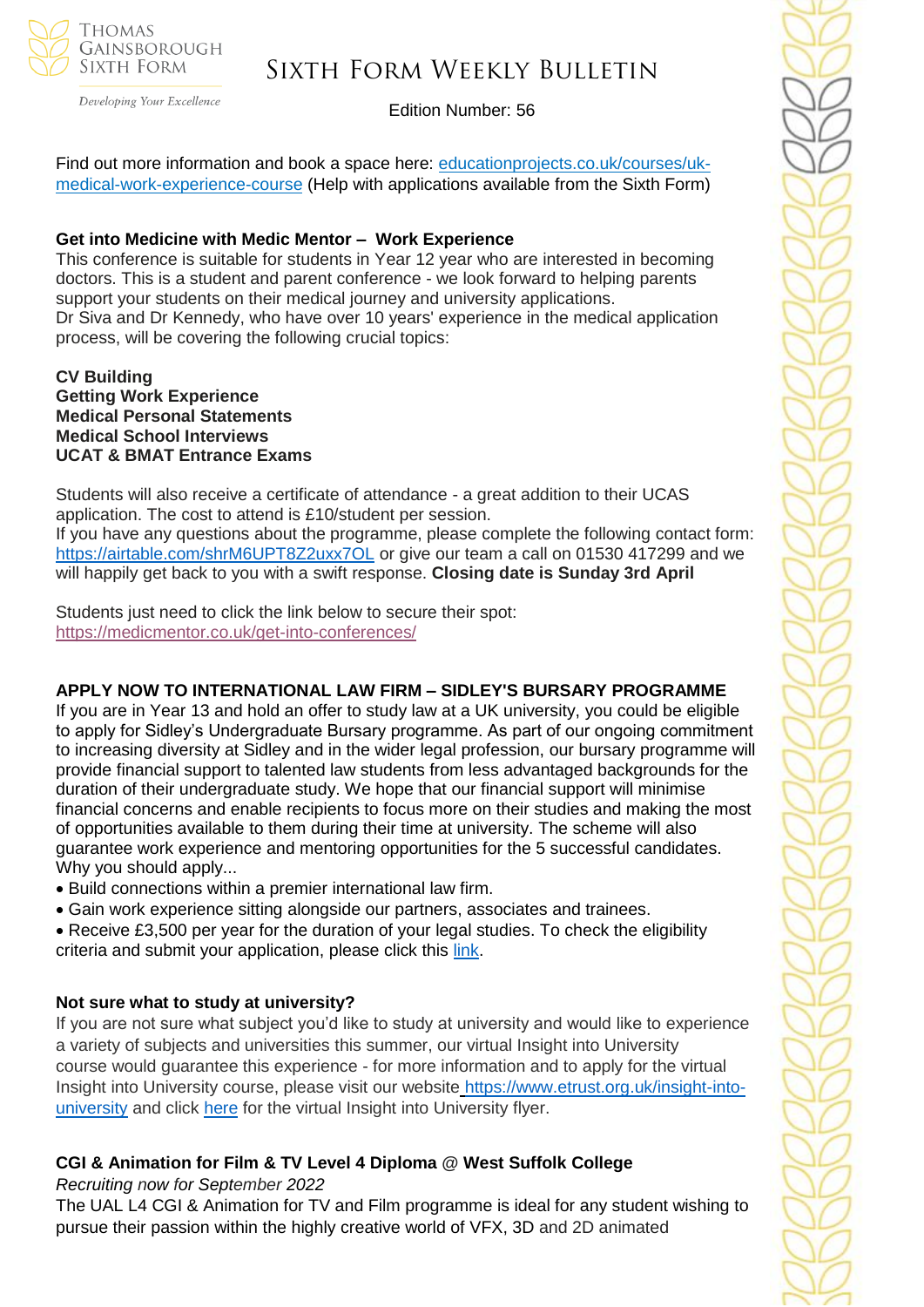Find out more information and book a space here: [educationprojects.co.uk/courses/uk-medical-work-experience-course](educationprojects.co.uk/courses/uk-medical-work-experience-course) (Help with applications available from the Sixth Form)

**Get into Medicine with Medic Mentor – Work Experience**

This conference is suitable for students in Year 12 year who are interested in becoming doctors. This is a student and parent conference - we look forward to helping parents support your students on their medical journey and university applications.
Dr Siva and Dr Kennedy, who have over 10 years' experience in the medical application process, will be covering the following crucial topics:

**CV Building**
**Getting Work Experience**
**Medical Personal Statements**
**Medical School Interviews**
**UCAT & BMAT Entrance Exams**

Students will also receive a certificate of attendance - a great addition to their UCAS application. The cost to attend is £10/student per session.
If you have any questions about the programme, please complete the following contact form: [https://airtable.com/shrM6UPT8Z2uxx7OL](https://airtable.com/shrM6UPT8Z2uxx7OL) or give our team a call on 01530 417299 and we will happily get back to you with a swift response. **Closing date is Sunday 3rd April**

Students just need to click the link below to secure their spot:
[https://medicmentor.co.uk/get-into-conferences/](https://medicmentor.co.uk/get-into-conferences/)

**APPLY NOW TO INTERNATIONAL LAW FIRM – SIDLEY'S BURSARY PROGRAMME**

If you are in Year 13 and hold an offer to study law at a UK university, you could be eligible to apply for Sidley's Undergraduate Bursary programme. As part of our ongoing commitment to increasing diversity at Sidley and in the wider legal profession, our bursary programme will provide financial support to talented law students from less advantaged backgrounds for the duration of their undergraduate study. We hope that our financial support will minimise financial concerns and enable recipients to focus more on their studies and making the most of opportunities available to them during their time at university. The scheme will also guarantee work experience and mentoring opportunities for the 5 successful candidates.
Why you should apply...

- Build connections within a premier international law firm.
- Gain work experience sitting alongside our partners, associates and trainees.
- Receive £3,500 per year for the duration of your legal studies. To check the eligibility criteria and submit your application, please click this link.

**Not sure what to study at university?**

If you are not sure what subject you'd like to study at university and would like to experience a variety of subjects and universities this summer, our virtual Insight into University course would guarantee this experience - for more information and to apply for the virtual Insight into University course, please visit our website [https://www.etrust.org.uk/insight-into-university](https://www.etrust.org.uk/insight-into-university) and click here for the virtual Insight into University flyer.

**CGI & Animation for Film & TV Level 4 Diploma @ West Suffolk College**

*Recruiting now for September 2022*

The UAL L4 CGI & Animation for TV and Film programme is ideal for any student wishing to pursue their passion within the highly creative world of VFX, 3D and 2D animated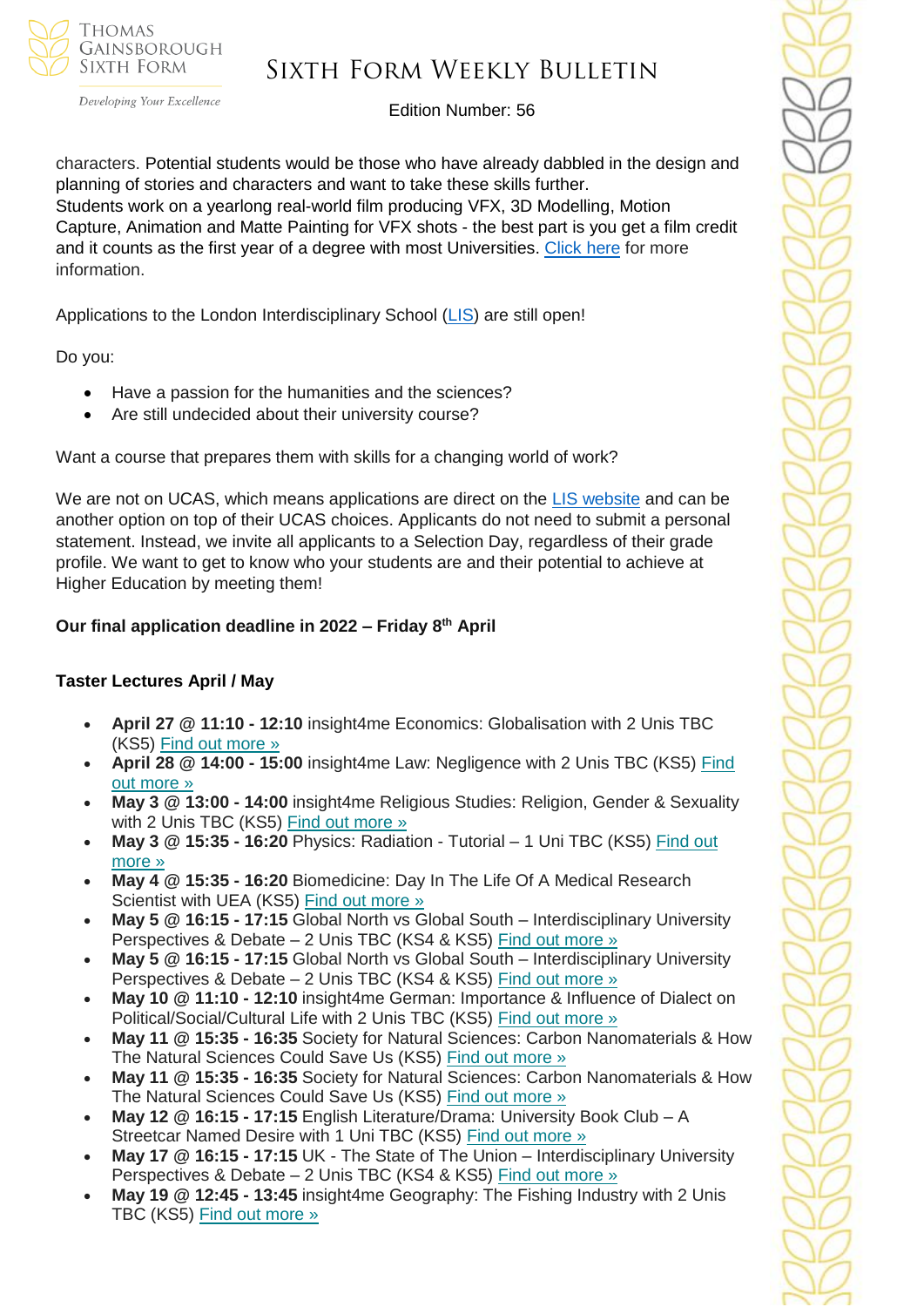characters. Potential students would be those who have already dabbled in the design and planning of stories and characters and want to take these skills further.
Students work on a yearlong real-world film producing VFX, 3D Modelling, Motion Capture, Animation and Matte Painting for VFX shots - the best part is you get a film credit and it counts as the first year of a degree with most Universities. Click here for more information.

Applications to the London Interdisciplinary School (LIS) are still open!

Do you:

- Have a passion for the humanities and the sciences?
- Are still undecided about their university course?

Want a course that prepares them with skills for a changing world of work?

We are not on UCAS, which means applications are direct on the LIS website and can be another option on top of their UCAS choices. Applicants do not need to submit a personal statement. Instead, we invite all applicants to a Selection Day, regardless of their grade profile. We want to get to know who your students are and their potential to achieve at Higher Education by meeting them!

**Our final application deadline in 2022 – Friday 8th April**

**Taster Lectures April / May**

- **April 27 @ 11:10 - 12:10** insight4me Economics: Globalisation with 2 Unis TBC (KS5) Find out more »
- **April 28 @ 14:00 - 15:00** insight4me Law: Negligence with 2 Unis TBC (KS5) Find out more »
- **May 3 @ 13:00 - 14:00** insight4me Religious Studies: Religion, Gender & Sexuality with 2 Unis TBC (KS5) Find out more »
- **May 3 @ 15:35 - 16:20** Physics: Radiation - Tutorial – 1 Uni TBC (KS5) Find out more »
- **May 4 @ 15:35 - 16:20** Biomedicine: Day In The Life Of A Medical Research Scientist with UEA (KS5) Find out more »
- **May 5 @ 16:15 - 17:15** Global North vs Global South – Interdisciplinary University Perspectives & Debate – 2 Unis TBC (KS4 & KS5) Find out more »
- **May 5 @ 16:15 - 17:15** Global North vs Global South – Interdisciplinary University Perspectives & Debate – 2 Unis TBC (KS4 & KS5) Find out more »
- **May 10 @ 11:10 - 12:10** insight4me German: Importance & Influence of Dialect on Political/Social/Cultural Life with 2 Unis TBC (KS5) Find out more »
- **May 11 @ 15:35 - 16:35** Society for Natural Sciences: Carbon Nanomaterials & How The Natural Sciences Could Save Us (KS5) Find out more »
- **May 11 @ 15:35 - 16:35** Society for Natural Sciences: Carbon Nanomaterials & How The Natural Sciences Could Save Us (KS5) Find out more »
- **May 12 @ 16:15 - 17:15** English Literature/Drama: University Book Club – A Streetcar Named Desire with 1 Uni TBC (KS5) Find out more »
- **May 17 @ 16:15 - 17:15** UK - The State of The Union – Interdisciplinary University Perspectives & Debate – 2 Unis TBC (KS4 & KS5) Find out more »
- **May 19 @ 12:45 - 13:45** insight4me Geography: The Fishing Industry with 2 Unis TBC (KS5) Find out more »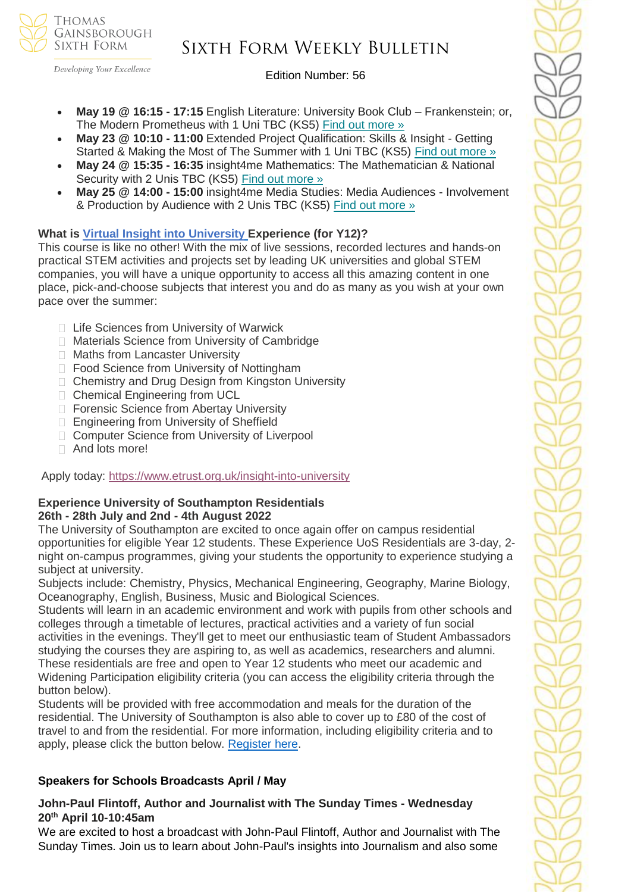- **May 19 @ 16:15 - 17:15** English Literature: University Book Club – Frankenstein; or, The Modern Prometheus with 1 Uni TBC (KS5) Find out more »
- **May 23 @ 10:10 - 11:00** Extended Project Qualification: Skills & Insight - Getting Started & Making the Most of The Summer with 1 Uni TBC (KS5) Find out more »
- **May 24 @ 15:35 - 16:35** insight4me Mathematics: The Mathematician & National Security with 2 Unis TBC (KS5) Find out more »
- **May 25 @ 14:00 - 15:00** insight4me Media Studies: Media Audiences - Involvement & Production by Audience with 2 Unis TBC (KS5) Find out more »

**What is Virtual Insight into University Experience (for Y12)?**

This course is like no other! With the mix of live sessions, recorded lectures and hands-on practical STEM activities and projects set by leading UK universities and global STEM companies, you will have a unique opportunity to access all this amazing content in one place, pick-and-choose subjects that interest you and do as many as you wish at your own pace over the summer:

- Life Sciences from University of Warwick
- Materials Science from University of Cambridge
- Maths from Lancaster University
- Food Science from University of Nottingham
- Chemistry and Drug Design from Kingston University
- Chemical Engineering from UCL
- Forensic Science from Abertay University
- Engineering from University of Sheffield
- Computer Science from University of Liverpool
- And lots more!

Apply today: https://www.etrust.org.uk/insight-into-university

**Experience University of Southampton Residentials**
**26th - 28th July and 2nd - 4th August 2022**

The University of Southampton are excited to once again offer on campus residential opportunities for eligible Year 12 students. These Experience UoS Residentials are 3-day, 2-night on-campus programmes, giving your students the opportunity to experience studying a subject at university.

Subjects include: Chemistry, Physics, Mechanical Engineering, Geography, Marine Biology, Oceanography, English, Business, Music and Biological Sciences.

Students will learn in an academic environment and work with pupils from other schools and colleges through a timetable of lectures, practical activities and a variety of fun social activities in the evenings. They'll get to meet our enthusiastic team of Student Ambassadors studying the courses they are aspiring to, as well as academics, researchers and alumni. These residentials are free and open to Year 12 students who meet our academic and Widening Participation eligibility criteria (you can access the eligibility criteria through the button below).

Students will be provided with free accommodation and meals for the duration of the residential. The University of Southampton is also able to cover up to £80 of the cost of travel to and from the residential. For more information, including eligibility criteria and to apply, please click the button below. Register here.

**Speakers for Schools Broadcasts April / May**

**John-Paul Flintoff, Author and Journalist with The Sunday Times - Wednesday 20th April 10-10:45am**

We are excited to host a broadcast with John-Paul Flintoff, Author and Journalist with The Sunday Times. Join us to learn about John-Paul's insights into Journalism and also some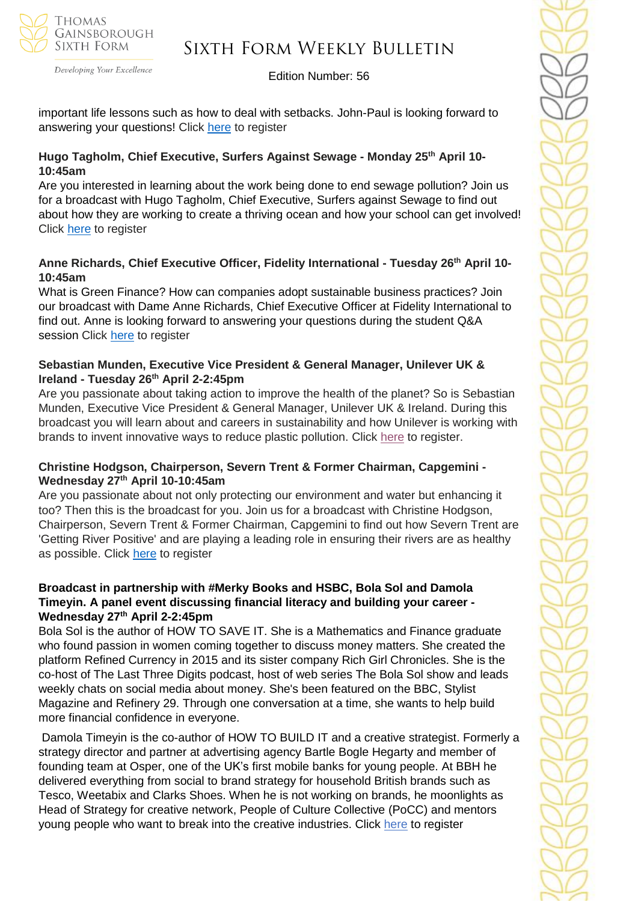important life lessons such as how to deal with setbacks. John-Paul is looking forward to answering your questions! Click here to register

**Hugo Tagholm, Chief Executive, Surfers Against Sewage - Monday 25th April 10-10:45am**

Are you interested in learning about the work being done to end sewage pollution? Join us for a broadcast with Hugo Tagholm, Chief Executive, Surfers against Sewage to find out about how they are working to create a thriving ocean and how your school can get involved! Click here to register

**Anne Richards, Chief Executive Officer, Fidelity International - Tuesday 26th April 10-10:45am**

What is Green Finance? How can companies adopt sustainable business practices? Join our broadcast with Dame Anne Richards, Chief Executive Officer at Fidelity International to find out. Anne is looking forward to answering your questions during the student Q&A session Click here to register

**Sebastian Munden, Executive Vice President & General Manager, Unilever UK & Ireland - Tuesday 26th April 2-2:45pm**

Are you passionate about taking action to improve the health of the planet? So is Sebastian Munden, Executive Vice President & General Manager, Unilever UK & Ireland. During this broadcast you will learn about and careers in sustainability and how Unilever is working with brands to invent innovative ways to reduce plastic pollution. Click here to register.

**Christine Hodgson, Chairperson, Severn Trent & Former Chairman, Capgemini - Wednesday 27th April 10-10:45am**

Are you passionate about not only protecting our environment and water but enhancing it too? Then this is the broadcast for you. Join us for a broadcast with Christine Hodgson, Chairperson, Severn Trent & Former Chairman, Capgemini to find out how Severn Trent are 'Getting River Positive' and are playing a leading role in ensuring their rivers are as healthy as possible. Click here to register

**Broadcast in partnership with #Merky Books and HSBC, Bola Sol and Damola Timeyin. A panel event discussing financial literacy and building your career - Wednesday 27th April 2-2:45pm**

Bola Sol is the author of HOW TO SAVE IT. She is a Mathematics and Finance graduate who found passion in women coming together to discuss money matters. She created the platform Refined Currency in 2015 and its sister company Rich Girl Chronicles. She is the co-host of The Last Three Digits podcast, host of web series The Bola Sol show and leads weekly chats on social media about money. She's been featured on the BBC, Stylist Magazine and Refinery 29. Through one conversation at a time, she wants to help build more financial confidence in everyone.

Damola Timeyin is the co-author of HOW TO BUILD IT and a creative strategist. Formerly a strategy director and partner at advertising agency Bartle Bogle Hegarty and member of founding team at Osper, one of the UK's first mobile banks for young people. At BBH he delivered everything from social to brand strategy for household British brands such as Tesco, Weetabix and Clarks Shoes. When he is not working on brands, he moonlights as Head of Strategy for creative network, People of Culture Collective (PoCC) and mentors young people who want to break into the creative industries. Click here to register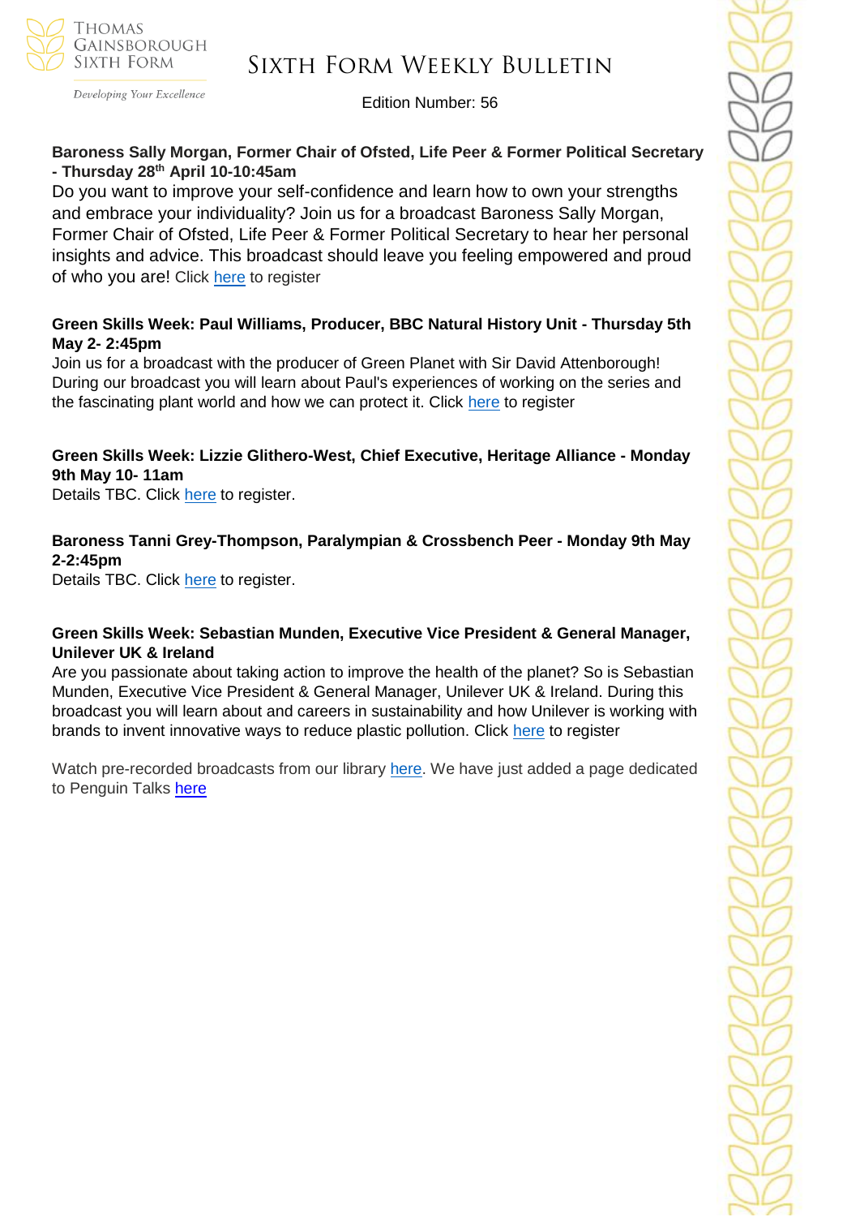**Baroness Sally Morgan, Former Chair of Ofsted, Life Peer & Former Political Secretary - Thursday 28th April 10-10:45am**

Do you want to improve your self-confidence and learn how to own your strengths and embrace your individuality? Join us for a broadcast Baroness Sally Morgan, Former Chair of Ofsted, Life Peer & Former Political Secretary to hear her personal insights and advice. This broadcast should leave you feeling empowered and proud of who you are! Click here to register

**Green Skills Week: Paul Williams, Producer, BBC Natural History Unit - Thursday 5th May 2- 2:45pm**

Join us for a broadcast with the producer of Green Planet with Sir David Attenborough! During our broadcast you will learn about Paul's experiences of working on the series and the fascinating plant world and how we can protect it. Click here to register

**Green Skills Week: Lizzie Glithero-West, Chief Executive, Heritage Alliance - Monday 9th May 10- 11am**

Details TBC. Click here to register.

**Baroness Tanni Grey-Thompson, Paralympian & Crossbench Peer - Monday 9th May 2-2:45pm**

Details TBC. Click here to register.

**Green Skills Week: Sebastian Munden, Executive Vice President & General Manager, Unilever UK & Ireland**

Are you passionate about taking action to improve the health of the planet? So is Sebastian Munden, Executive Vice President & General Manager, Unilever UK & Ireland. During this broadcast you will learn about and careers in sustainability and how Unilever is working with brands to invent innovative ways to reduce plastic pollution. Click here to register

Watch pre-recorded broadcasts from our library here. We have just added a page dedicated to Penguin Talks here